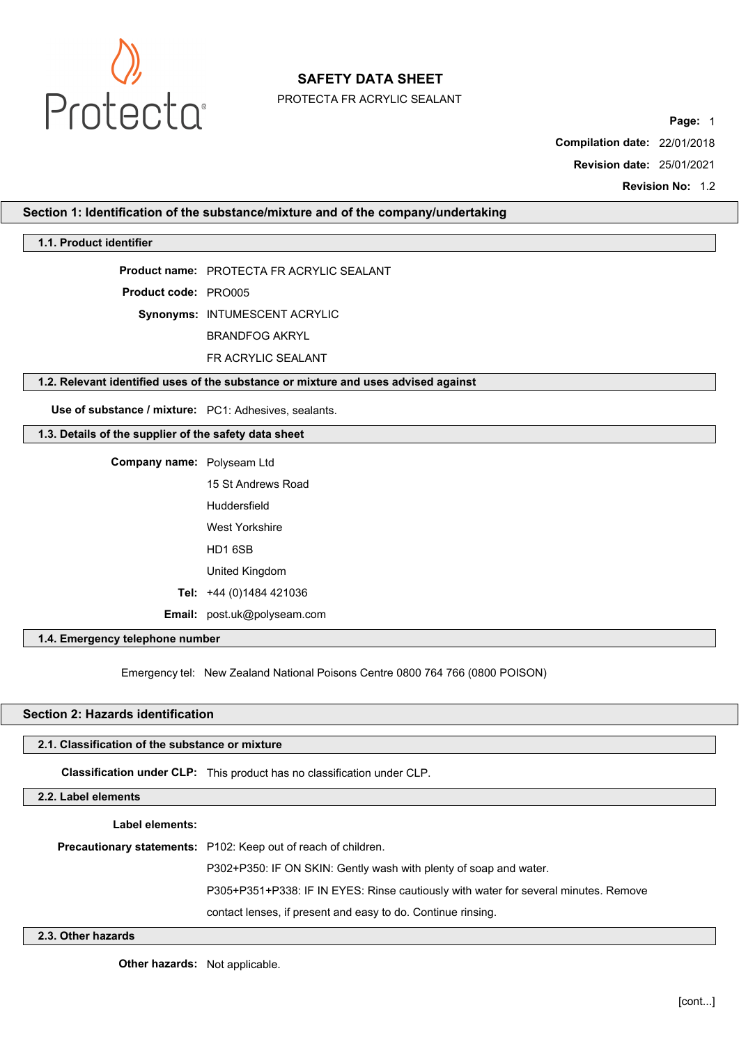# SAFETY DATA SHEET

PROTECTA FR ACRYLIC SEALANT

**Compilation date:** 22/01/2018

**Revision date:** 25/01/2021

**Revision No:** 1.2

## Section 1: Identification of the substance/mixture and of the company/undertaking

### 1.1. Product identifier

**Product name:** PROTECTA FR ACRYLIC SEALANT

**Product code:** PRO005

**Synonyms:** INTUMESCENT ACRYLIC
BRANDFOG AKRYL
FR ACRYLIC SEALANT

### 1.2. Relevant identified uses of the substance or mixture and uses advised against

**Use of substance / mixture:** PC1: Adhesives, sealants.

### 1.3. Details of the supplier of the safety data sheet

**Company name:** Polyseam Ltd
15 St Andrews Road
Huddersfield
West Yorkshire
HD1 6SB
United Kingdom

**Tel:** +44 (0)1484 421036

**Email:** post.uk@polyseam.com

### 1.4. Emergency telephone number

Emergency tel: New Zealand National Poisons Centre 0800 764 766 (0800 POISON)

## Section 2: Hazards identification

### 2.1. Classification of the substance or mixture

**Classification under CLP:** This product has no classification under CLP.

### 2.2. Label elements

**Label elements:**

**Precautionary statements:** P102: Keep out of reach of children.
P302+P350: IF ON SKIN: Gently wash with plenty of soap and water.
P305+P351+P338: IF IN EYES: Rinse cautiously with water for several minutes. Remove contact lenses, if present and easy to do. Continue rinsing.

### 2.3. Other hazards

**Other hazards:** Not applicable.

[cont...]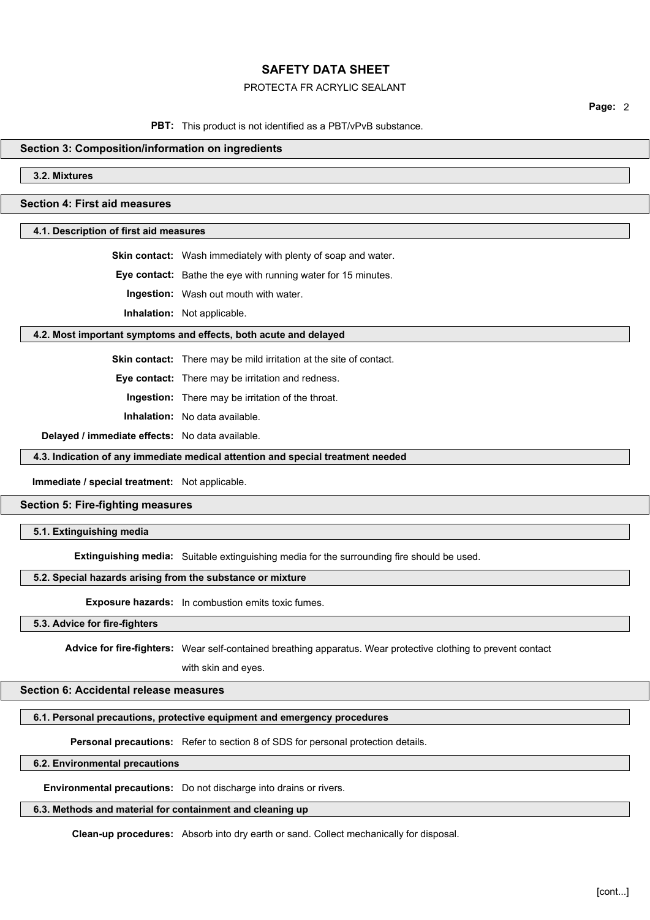**PBT:** This product is not identified as a PBT/vPvB substance.

## Section 3: Composition/information on ingredients

### 3.2. Mixtures

## Section 4: First aid measures

### 4.1. Description of first aid measures

**Skin contact:** Wash immediately with plenty of soap and water.

**Eye contact:** Bathe the eye with running water for 15 minutes.

**Ingestion:** Wash out mouth with water.

**Inhalation:** Not applicable.

### 4.2. Most important symptoms and effects, both acute and delayed

**Skin contact:** There may be mild irritation at the site of contact.

**Eye contact:** There may be irritation and redness.

**Ingestion:** There may be irritation of the throat.

**Inhalation:** No data available.

**Delayed / immediate effects:** No data available.

### 4.3. Indication of any immediate medical attention and special treatment needed

**Immediate / special treatment:** Not applicable.

## Section 5: Fire-fighting measures

### 5.1. Extinguishing media

**Extinguishing media:** Suitable extinguishing media for the surrounding fire should be used.

### 5.2. Special hazards arising from the substance or mixture

**Exposure hazards:** In combustion emits toxic fumes.

### 5.3. Advice for fire-fighters

**Advice for fire-fighters:** Wear self-contained breathing apparatus. Wear protective clothing to prevent contact with skin and eyes.

## Section 6: Accidental release measures

### 6.1. Personal precautions, protective equipment and emergency procedures

**Personal precautions:** Refer to section 8 of SDS for personal protection details.

### 6.2. Environmental precautions

**Environmental precautions:** Do not discharge into drains or rivers.

### 6.3. Methods and material for containment and cleaning up

**Clean-up procedures:** Absorb into dry earth or sand. Collect mechanically for disposal.

[cont...]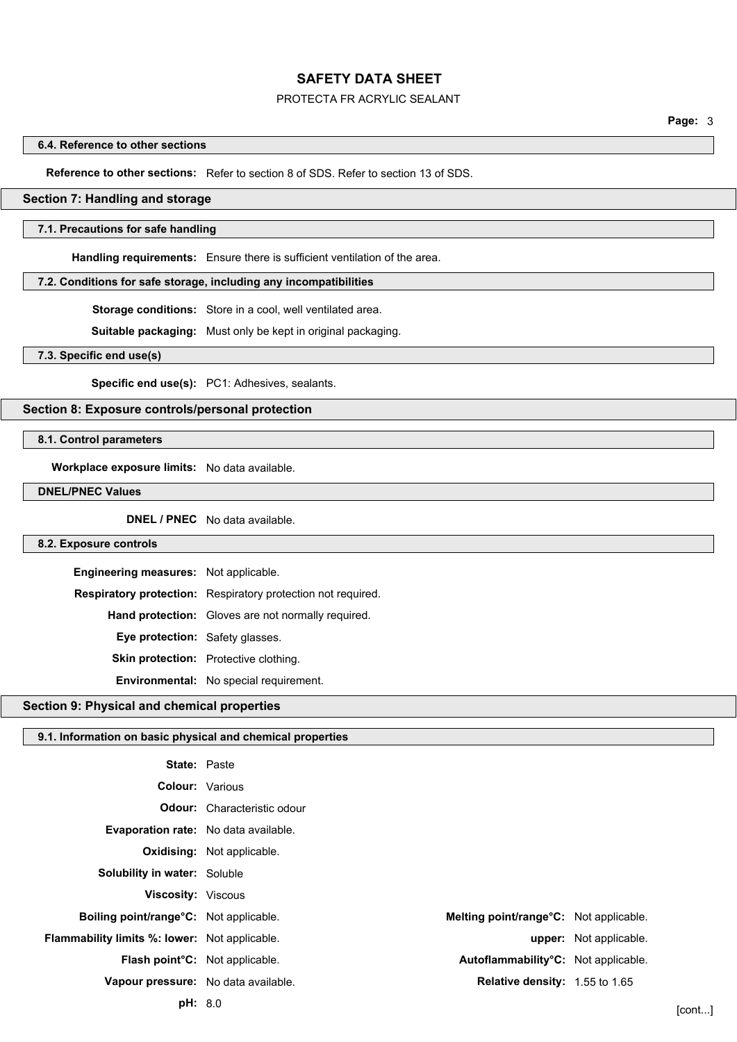### 6.4. Reference to other sections

**Reference to other sections:** Refer to section 8 of SDS. Refer to section 13 of SDS.

## Section 7: Handling and storage

### 7.1. Precautions for safe handling

**Handling requirements:** Ensure there is sufficient ventilation of the area.

### 7.2. Conditions for safe storage, including any incompatibilities

**Storage conditions:** Store in a cool, well ventilated area.

**Suitable packaging:** Must only be kept in original packaging.

### 7.3. Specific end use(s)

**Specific end use(s):** PC1: Adhesives, sealants.

## Section 8: Exposure controls/personal protection

### 8.1. Control parameters

**Workplace exposure limits:** No data available.

### DNEL/PNEC Values

**DNEL / PNEC** No data available.

### 8.2. Exposure controls

**Engineering measures:** Not applicable.

**Respiratory protection:** Respiratory protection not required.

**Hand protection:** Gloves are not normally required.

**Eye protection:** Safety glasses.

**Skin protection:** Protective clothing.

**Environmental:** No special requirement.

## Section 9: Physical and chemical properties

### 9.1. Information on basic physical and chemical properties

**State:** Paste

**Colour:** Various

**Odour:** Characteristic odour

**Evaporation rate:** No data available.

**Oxidising:** Not applicable.

**Solubility in water:** Soluble

**Viscosity:** Viscous

**Boiling point/range°C:** Not applicable.

**Melting point/range°C:** Not applicable.

**Flammability limits %: lower:** Not applicable.

**upper:** Not applicable.

**Flash point°C:** Not applicable.

**Autoflammability°C:** Not applicable.

**Vapour pressure:** No data available.

**Relative density:** 1.55 to 1.65

**pH:** 8.0

[cont...]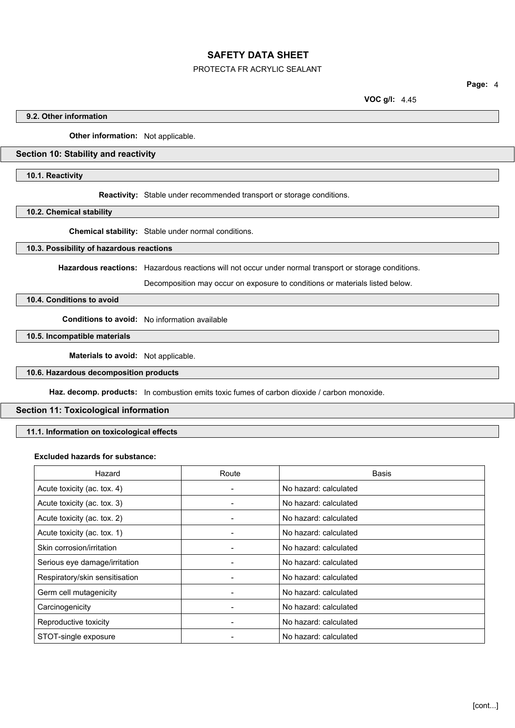**VOC g/l:** 4.45

### 9.2. Other information

**Other information:** Not applicable.

## Section 10: Stability and reactivity

### 10.1. Reactivity

**Reactivity:** Stable under recommended transport or storage conditions.

### 10.2. Chemical stability

**Chemical stability:** Stable under normal conditions.

### 10.3. Possibility of hazardous reactions

**Hazardous reactions:** Hazardous reactions will not occur under normal transport or storage conditions.

Decomposition may occur on exposure to conditions or materials listed below.

### 10.4. Conditions to avoid

**Conditions to avoid:** No information available

### 10.5. Incompatible materials

**Materials to avoid:** Not applicable.

### 10.6. Hazardous decomposition products

**Haz. decomp. products:** In combustion emits toxic fumes of carbon dioxide / carbon monoxide.

## Section 11: Toxicological information

### 11.1. Information on toxicological effects

**Excluded hazards for substance:**

| Hazard | Route | Basis |
|---|---|---|
| Acute toxicity (ac. tox. 4) | - | No hazard: calculated |
| Acute toxicity (ac. tox. 3) | - | No hazard: calculated |
| Acute toxicity (ac. tox. 2) | - | No hazard: calculated |
| Acute toxicity (ac. tox. 1) | - | No hazard: calculated |
| Skin corrosion/irritation | - | No hazard: calculated |
| Serious eye damage/irritation | - | No hazard: calculated |
| Respiratory/skin sensitisation | - | No hazard: calculated |
| Germ cell mutagenicity | - | No hazard: calculated |
| Carcinogenicity | - | No hazard: calculated |
| Reproductive toxicity | - | No hazard: calculated |
| STOT-single exposure | - | No hazard: calculated |

[cont...]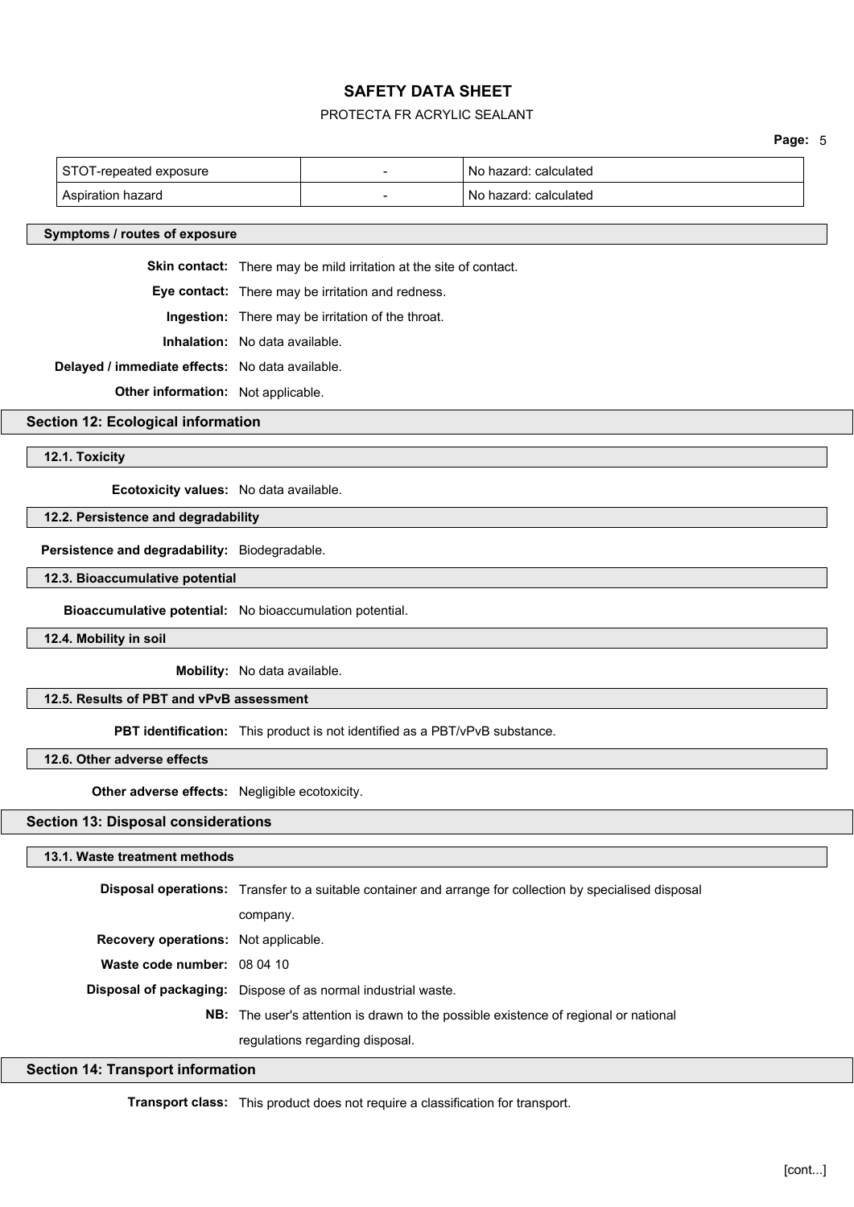| STOT-repeated exposure | - | No hazard: calculated |
|---|---|---|
| Aspiration hazard | - | No hazard: calculated |

### Symptoms / routes of exposure

**Skin contact:** There may be mild irritation at the site of contact.

**Eye contact:** There may be irritation and redness.

**Ingestion:** There may be irritation of the throat.

**Inhalation:** No data available.

**Delayed / immediate effects:** No data available.

**Other information:** Not applicable.

## Section 12: Ecological information

### 12.1. Toxicity

**Ecotoxicity values:** No data available.

### 12.2. Persistence and degradability

**Persistence and degradability:** Biodegradable.

### 12.3. Bioaccumulative potential

**Bioaccumulative potential:** No bioaccumulation potential.

### 12.4. Mobility in soil

**Mobility:** No data available.

### 12.5. Results of PBT and vPvB assessment

**PBT identification:** This product is not identified as a PBT/vPvB substance.

### 12.6. Other adverse effects

**Other adverse effects:** Negligible ecotoxicity.

## Section 13: Disposal considerations

### 13.1. Waste treatment methods

**Disposal operations:** Transfer to a suitable container and arrange for collection by specialised disposal company.

**Recovery operations:** Not applicable.

**Waste code number:** 08 04 10

**Disposal of packaging:** Dispose of as normal industrial waste.

**NB:** The user's attention is drawn to the possible existence of regional or national regulations regarding disposal.

## Section 14: Transport information

**Transport class:** This product does not require a classification for transport.

[cont...]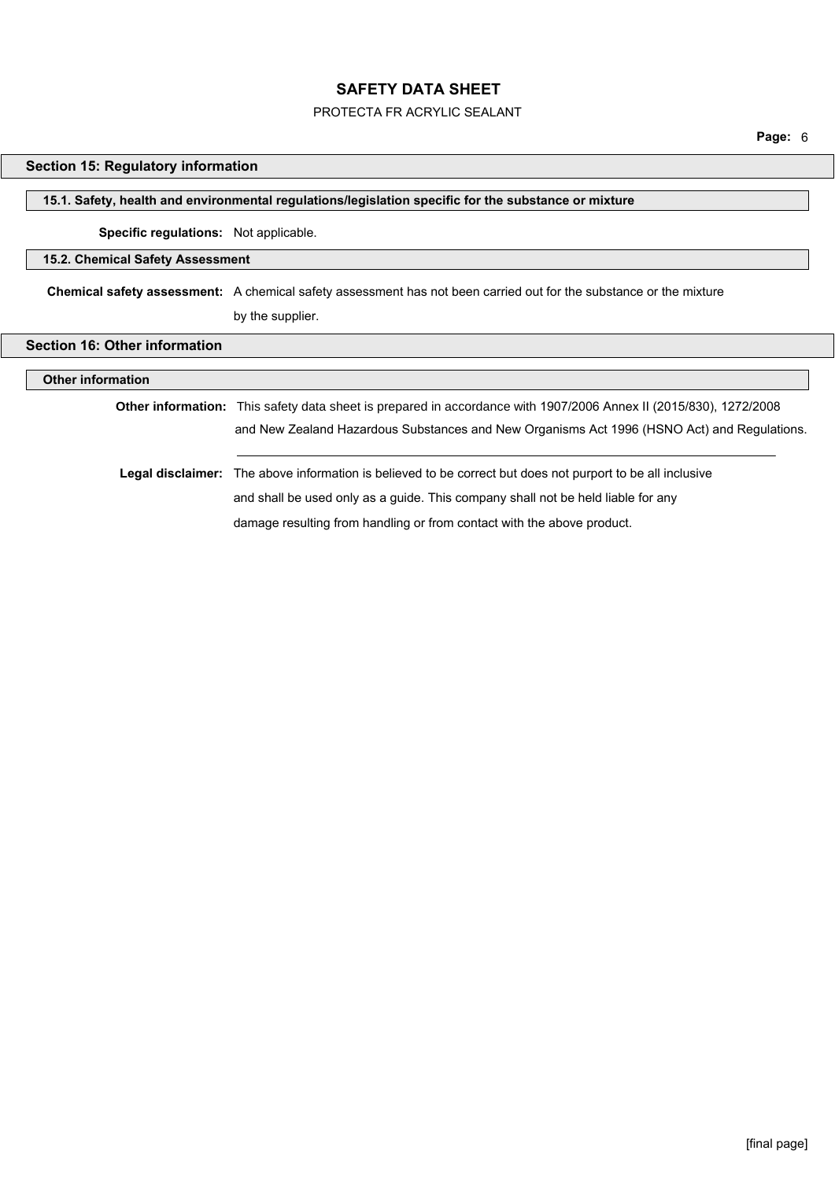## Section 15: Regulatory information

### 15.1. Safety, health and environmental regulations/legislation specific for the substance or mixture

**Specific regulations:** Not applicable.

### 15.2. Chemical Safety Assessment

**Chemical safety assessment:** A chemical safety assessment has not been carried out for the substance or the mixture by the supplier.

## Section 16: Other information

### Other information

**Other information:** This safety data sheet is prepared in accordance with 1907/2006 Annex II (2015/830), 1272/2008 and New Zealand Hazardous Substances and New Organisms Act 1996 (HSNO Act) and Regulations.

---

**Legal disclaimer:** The above information is believed to be correct but does not purport to be all inclusive and shall be used only as a guide. This company shall not be held liable for any damage resulting from handling or from contact with the above product.

[final page]